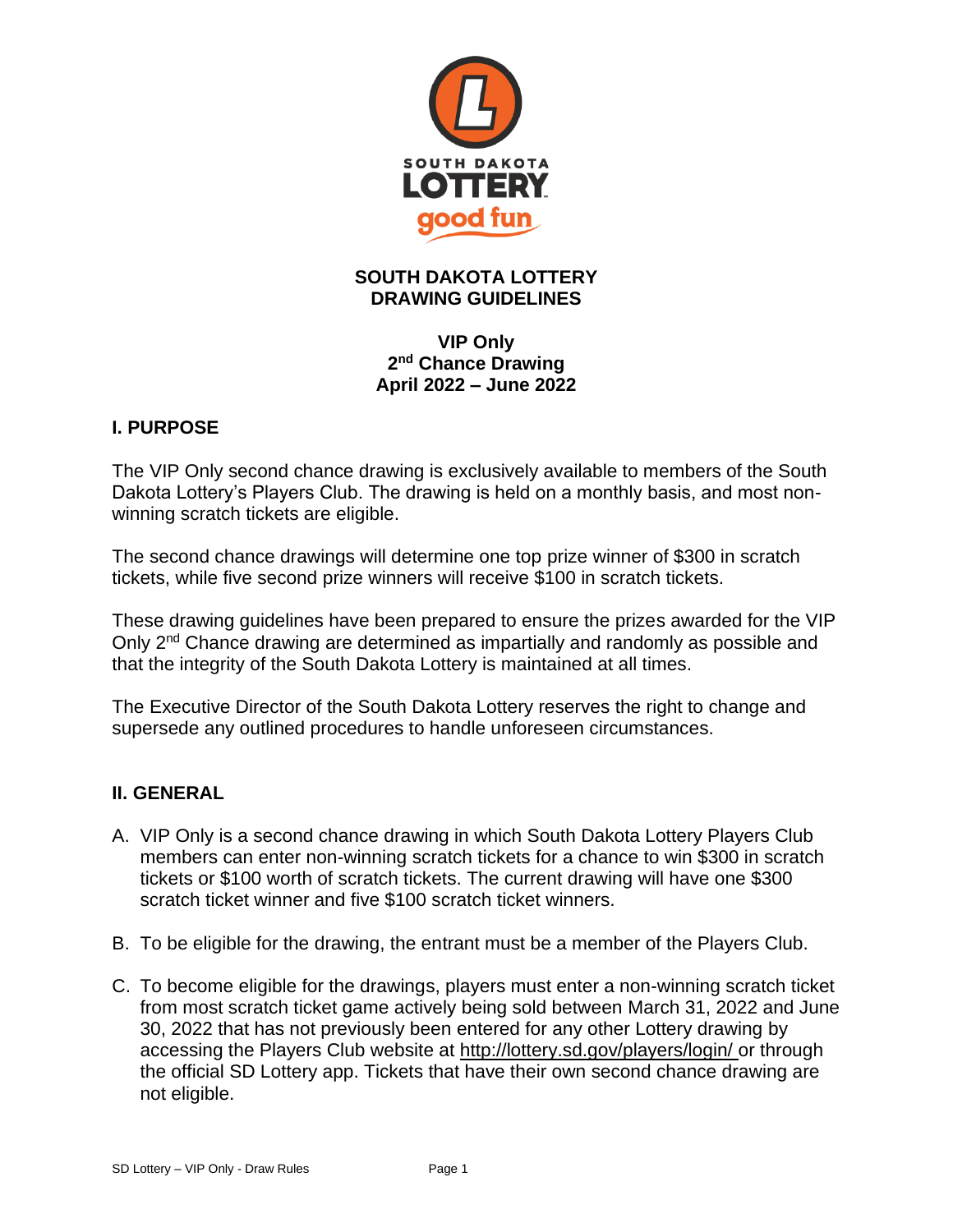# SOUTH DAKOTA LOTTERY DRAWING GUIDELINES

## VIP Only 2nd Chance Drawing April 2022 – June 2022

## I. PURPOSE

The VIP Only second chance drawing is exclusively available to members of the South Dakota Lottery's Players Club. The drawing is held on a monthly basis, and most non-winning scratch tickets are eligible.

The second chance drawings will determine one top prize winner of $300 in scratch tickets, while five second prize winners will receive $100 in scratch tickets.

These drawing guidelines have been prepared to ensure the prizes awarded for the VIP Only 2nd Chance drawing are determined as impartially and randomly as possible and that the integrity of the South Dakota Lottery is maintained at all times.

The Executive Director of the South Dakota Lottery reserves the right to change and supersede any outlined procedures to handle unforeseen circumstances.

## II. GENERAL

A. VIP Only is a second chance drawing in which South Dakota Lottery Players Club members can enter non-winning scratch tickets for a chance to win $300 in scratch tickets or $100 worth of scratch tickets. The current drawing will have one $300 scratch ticket winner and five $100 scratch ticket winners.

B. To be eligible for the drawing, the entrant must be a member of the Players Club.

C. To become eligible for the drawings, players must enter a non-winning scratch ticket from most scratch ticket game actively being sold between March 31, 2022 and June 30, 2022 that has not previously been entered for any other Lottery drawing by accessing the Players Club website at http://lottery.sd.gov/players/login/ or through the official SD Lottery app. Tickets that have their own second chance drawing are not eligible.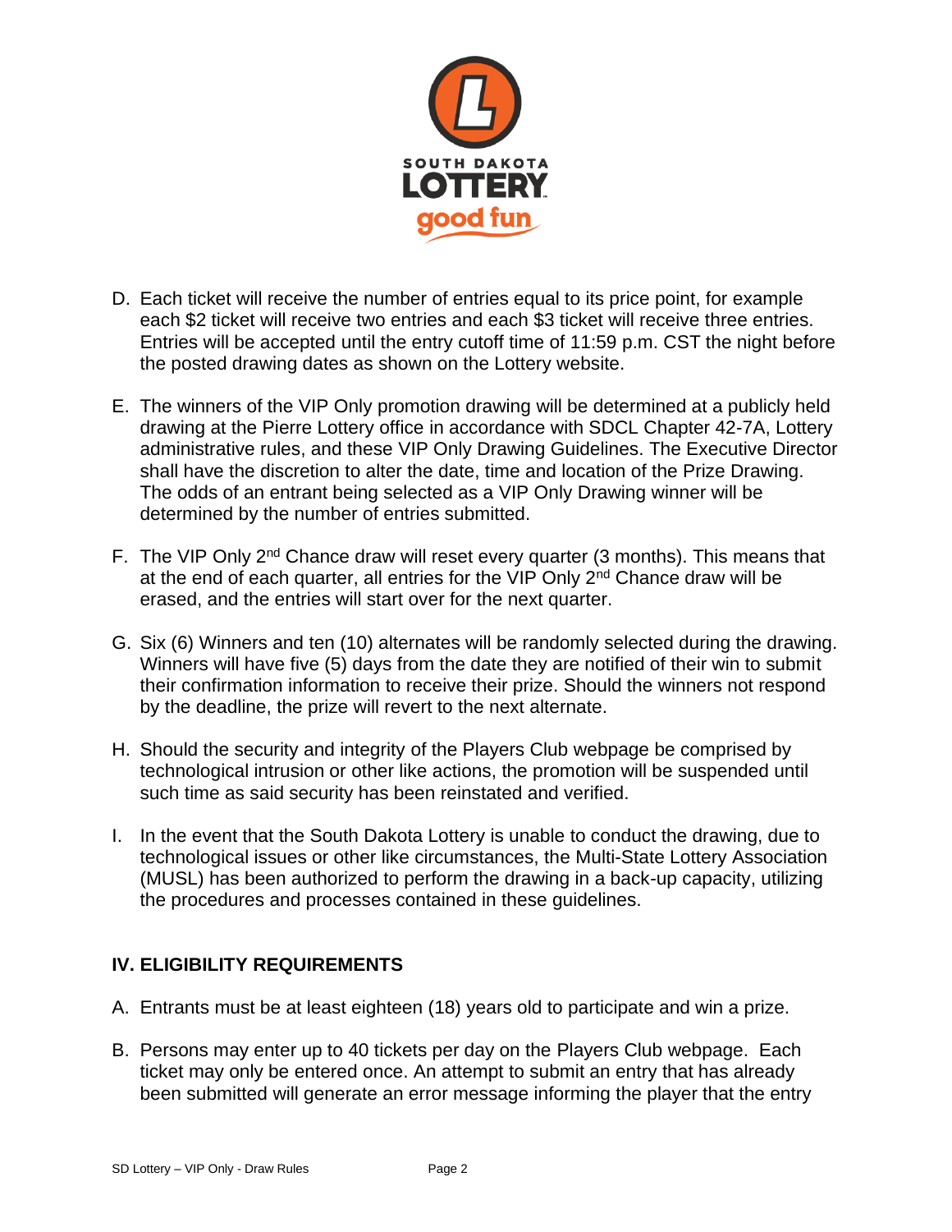D. Each ticket will receive the number of entries equal to its price point, for example each $2 ticket will receive two entries and each $3 ticket will receive three entries. Entries will be accepted until the entry cutoff time of 11:59 p.m. CST the night before the posted drawing dates as shown on the Lottery website.

E. The winners of the VIP Only promotion drawing will be determined at a publicly held drawing at the Pierre Lottery office in accordance with SDCL Chapter 42-7A, Lottery administrative rules, and these VIP Only Drawing Guidelines. The Executive Director shall have the discretion to alter the date, time and location of the Prize Drawing. The odds of an entrant being selected as a VIP Only Drawing winner will be determined by the number of entries submitted.

F. The VIP Only 2nd Chance draw will reset every quarter (3 months). This means that at the end of each quarter, all entries for the VIP Only 2nd Chance draw will be erased, and the entries will start over for the next quarter.

G. Six (6) Winners and ten (10) alternates will be randomly selected during the drawing. Winners will have five (5) days from the date they are notified of their win to submit their confirmation information to receive their prize. Should the winners not respond by the deadline, the prize will revert to the next alternate.

H. Should the security and integrity of the Players Club webpage be comprised by technological intrusion or other like actions, the promotion will be suspended until such time as said security has been reinstated and verified.

I. In the event that the South Dakota Lottery is unable to conduct the drawing, due to technological issues or other like circumstances, the Multi-State Lottery Association (MUSL) has been authorized to perform the drawing in a back-up capacity, utilizing the procedures and processes contained in these guidelines.

## IV. ELIGIBILITY REQUIREMENTS

A. Entrants must be at least eighteen (18) years old to participate and win a prize.

B. Persons may enter up to 40 tickets per day on the Players Club webpage. Each ticket may only be entered once. An attempt to submit an entry that has already been submitted will generate an error message informing the player that the entry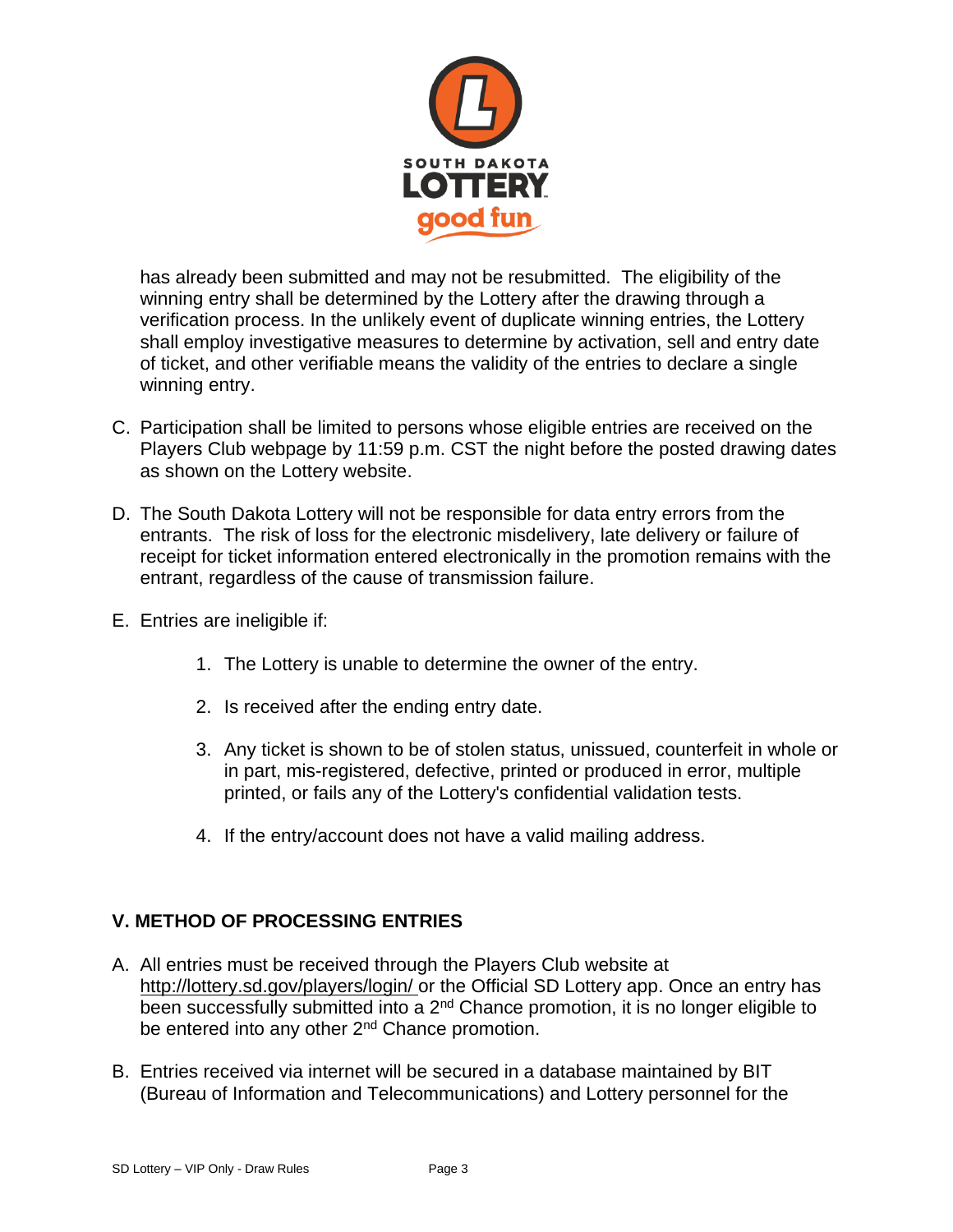has already been submitted and may not be resubmitted. The eligibility of the winning entry shall be determined by the Lottery after the drawing through a verification process. In the unlikely event of duplicate winning entries, the Lottery shall employ investigative measures to determine by activation, sell and entry date of ticket, and other verifiable means the validity of the entries to declare a single winning entry.

C. Participation shall be limited to persons whose eligible entries are received on the Players Club webpage by 11:59 p.m. CST the night before the posted drawing dates as shown on the Lottery website.

D. The South Dakota Lottery will not be responsible for data entry errors from the entrants. The risk of loss for the electronic misdelivery, late delivery or failure of receipt for ticket information entered electronically in the promotion remains with the entrant, regardless of the cause of transmission failure.

E. Entries are ineligible if:

   1. The Lottery is unable to determine the owner of the entry.

   2. Is received after the ending entry date.

   3. Any ticket is shown to be of stolen status, unissued, counterfeit in whole or in part, mis-registered, defective, printed or produced in error, multiple printed, or fails any of the Lottery's confidential validation tests.

   4. If the entry/account does not have a valid mailing address.

## V. METHOD OF PROCESSING ENTRIES

A. All entries must be received through the Players Club website at http://lottery.sd.gov/players/login/ or the Official SD Lottery app. Once an entry has been successfully submitted into a 2nd Chance promotion, it is no longer eligible to be entered into any other 2nd Chance promotion.

B. Entries received via internet will be secured in a database maintained by BIT (Bureau of Information and Telecommunications) and Lottery personnel for the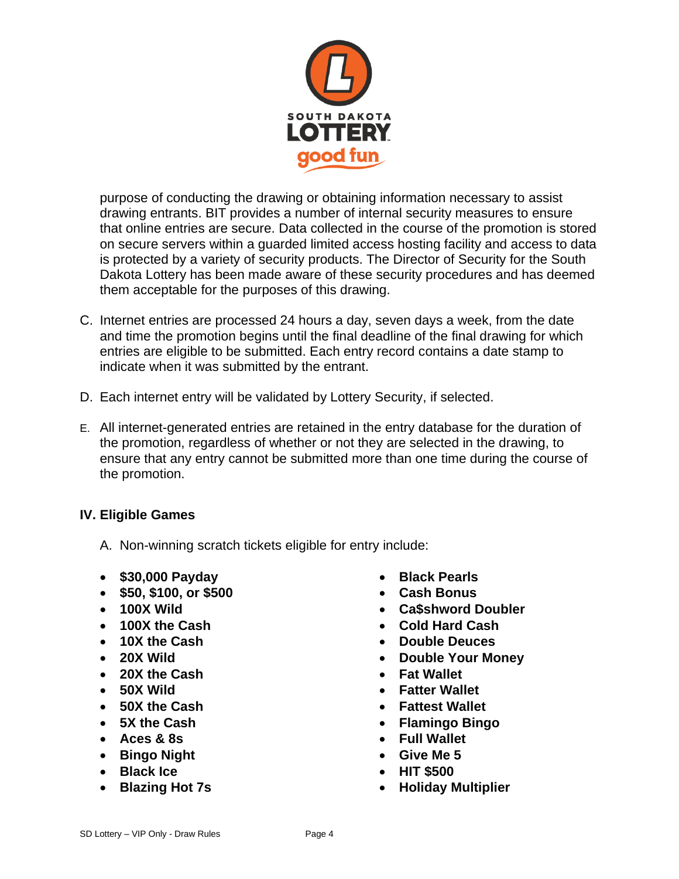purpose of conducting the drawing or obtaining information necessary to assist drawing entrants. BIT provides a number of internal security measures to ensure that online entries are secure. Data collected in the course of the promotion is stored on secure servers within a guarded limited access hosting facility and access to data is protected by a variety of security products. The Director of Security for the South Dakota Lottery has been made aware of these security procedures and has deemed them acceptable for the purposes of this drawing.

C. Internet entries are processed 24 hours a day, seven days a week, from the date and time the promotion begins until the final deadline of the final drawing for which entries are eligible to be submitted. Each entry record contains a date stamp to indicate when it was submitted by the entrant.

D. Each internet entry will be validated by Lottery Security, if selected.

E. All internet-generated entries are retained in the entry database for the duration of the promotion, regardless of whether or not they are selected in the drawing, to ensure that any entry cannot be submitted more than one time during the course of the promotion.

## IV. Eligible Games

A. Non-winning scratch tickets eligible for entry include:

- **$30,000 Payday**
- **$50, $100, or $500**
- **100X Wild**
- **100X the Cash**
- **10X the Cash**
- **20X Wild**
- **20X the Cash**
- **50X Wild**
- **50X the Cash**
- **5X the Cash**
- **Aces & 8s**
- **Bingo Night**
- **Black Ice**
- **Blazing Hot 7s**
- **Black Pearls**
- **Cash Bonus**
- **Ca$shword Doubler**
- **Cold Hard Cash**
- **Double Deuces**
- **Double Your Money**
- **Fat Wallet**
- **Fatter Wallet**
- **Fattest Wallet**
- **Flamingo Bingo**
- **Full Wallet**
- **Give Me 5**
- **HIT $500**
- **Holiday Multiplier**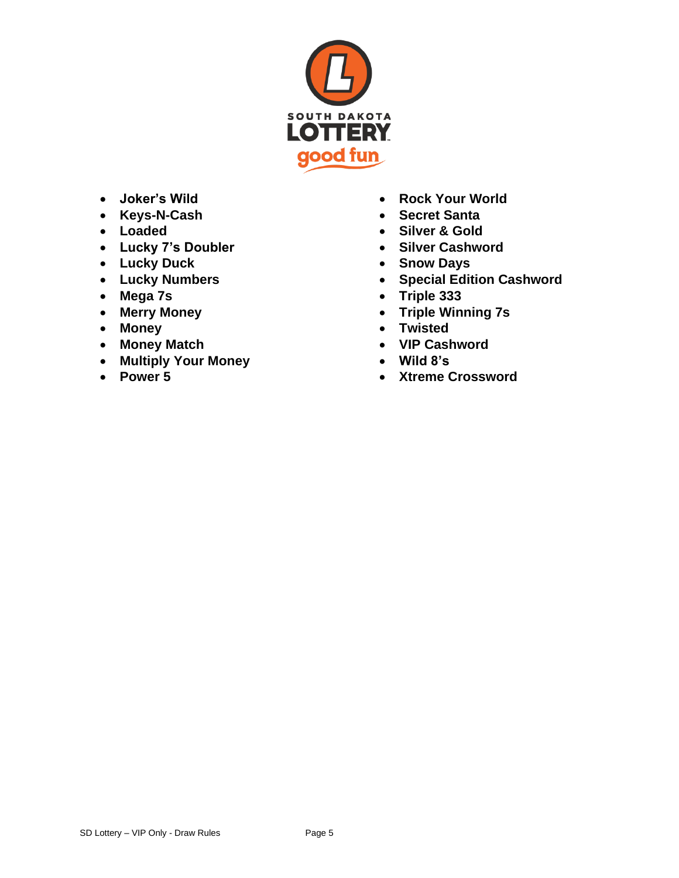- **Joker's Wild**
- **Keys-N-Cash**
- **Loaded**
- **Lucky 7's Doubler**
- **Lucky Duck**
- **Lucky Numbers**
- **Mega 7s**
- **Merry Money**
- **Money**
- **Money Match**
- **Multiply Your Money**
- **Power 5**
- **Rock Your World**
- **Secret Santa**
- **Silver & Gold**
- **Silver Cashword**
- **Snow Days**
- **Special Edition Cashword**
- **Triple 333**
- **Triple Winning 7s**
- **Twisted**
- **VIP Cashword**
- **Wild 8's**
- **Xtreme Crossword**